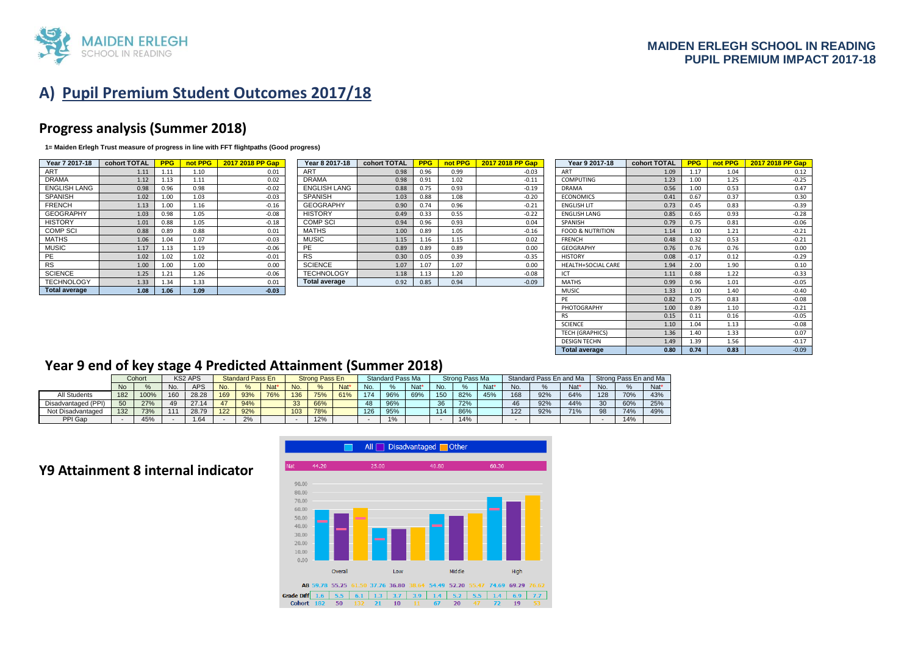**MAIDEN ERLEGH SCHOOL IN READING**
**PUPIL PREMIUM IMPACT 2017-18**

# A) Pupil Premium Student Outcomes 2017/18

## Progress analysis (Summer 2018)

**1= Maiden Erlegh Trust measure of progress in line with FFT flightpaths (Good progress)**

| Year 7 2017-18 | cohort TOTAL | PPG | not PPG | 2017 2018 PP Gap |
|---|---|---|---|---|
| ART | 1.11 | 1.11 | 1.10 | 0.01 |
| DRAMA | 1.12 | 1.13 | 1.11 | 0.02 |
| ENGLISH LANG | 0.98 | 0.96 | 0.98 | -0.02 |
| SPANISH | 1.02 | 1.00 | 1.03 | -0.03 |
| FRENCH | 1.13 | 1.00 | 1.16 | -0.16 |
| GEOGRAPHY | 1.03 | 0.98 | 1.05 | -0.08 |
| HISTORY | 1.01 | 0.88 | 1.05 | -0.18 |
| COMP SCI | 0.88 | 0.89 | 0.88 | 0.01 |
| MATHS | 1.06 | 1.04 | 1.07 | -0.03 |
| MUSIC | 1.17 | 1.13 | 1.19 | -0.06 |
| PE | 1.02 | 1.02 | 1.02 | -0.01 |
| RS | 1.00 | 1.00 | 1.00 | 0.00 |
| SCIENCE | 1.25 | 1.21 | 1.26 | -0.06 |
| TECHNOLOGY | 1.33 | 1.34 | 1.33 | 0.01 |
| **Total average** | **1.08** | **1.06** | **1.09** | **-0.03** |

| Year 8 2017-18 | cohort TOTAL | PPG | not PPG | 2017 2018 PP Gap |
|---|---|---|---|---|
| ART | 0.98 | 0.96 | 0.99 | -0.03 |
| DRAMA | 0.98 | 0.91 | 1.02 | -0.11 |
| ENGLISH LANG | 0.88 | 0.75 | 0.93 | -0.19 |
| SPANISH | 1.03 | 0.88 | 1.08 | -0.20 |
| GEOGRAPHY | 0.90 | 0.74 | 0.96 | -0.21 |
| HISTORY | 0.49 | 0.33 | 0.55 | -0.22 |
| COMP SCI | 0.94 | 0.96 | 0.93 | 0.04 |
| MATHS | 1.00 | 0.89 | 1.05 | -0.16 |
| MUSIC | 1.15 | 1.16 | 1.15 | 0.02 |
| PE | 0.89 | 0.89 | 0.89 | 0.00 |
| RS | 0.30 | 0.05 | 0.39 | -0.35 |
| SCIENCE | 1.07 | 1.07 | 1.07 | 0.00 |
| TECHNOLOGY | 1.18 | 1.13 | 1.20 | -0.08 |
| **Total average** | 0.92 | 0.85 | 0.94 | -0.09 |

| Year 9 2017-18 | cohort TOTAL | PPG | not PPG | 2017 2018 PP Gap |
|---|---|---|---|---|
| ART | 1.09 | 1.17 | 1.04 | 0.12 |
| COMPUTING | 1.23 | 1.00 | 1.25 | -0.25 |
| DRAMA | 0.56 | 1.00 | 0.53 | 0.47 |
| ECONOMICS | 0.41 | 0.67 | 0.37 | 0.30 |
| ENGLISH LIT | 0.73 | 0.45 | 0.83 | -0.39 |
| ENGLISH LANG | 0.85 | 0.65 | 0.93 | -0.28 |
| SPANISH | 0.79 | 0.75 | 0.81 | -0.06 |
| FOOD & NUTRITION | 1.14 | 1.00 | 1.21 | -0.21 |
| FRENCH | 0.48 | 0.32 | 0.53 | -0.21 |
| GEOGRAPHY | 0.76 | 0.76 | 0.76 | 0.00 |
| HISTORY | 0.08 | -0.17 | 0.12 | -0.29 |
| HEALTH+SOCIAL CARE | 1.94 | 2.00 | 1.90 | 0.10 |
| ICT | 1.11 | 0.88 | 1.22 | -0.33 |
| MATHS | 0.99 | 0.96 | 1.01 | -0.05 |
| MUSIC | 1.33 | 1.00 | 1.40 | -0.40 |
| PE | 0.82 | 0.75 | 0.83 | -0.08 |
| PHOTOGRAPHY | 1.00 | 0.89 | 1.10 | -0.21 |
| RS | 0.15 | 0.11 | 0.16 | -0.05 |
| SCIENCE | 1.10 | 1.04 | 1.13 | -0.08 |
| TECH (GRAPHICS) | 1.36 | 1.40 | 1.33 | 0.07 |
| DESIGN TECHN | 1.49 | 1.39 | 1.56 | -0.17 |
| **Total average** | **0.80** | **0.74** | **0.83** | -0.09 |

## Year 9 end of key stage 4 Predicted Attainment (Summer 2018)

| | Cohort | | KS2 APS | | Standard Pass En | | | Strong Pass En | | | Standard Pass Ma | | | Strong Pass Ma | | | Standard Pass En and Ma | | | Strong Pass En and Ma | | |
|---|---|---|---|---|---|---|---|---|---|---|---|---|---|---|---|---|---|---|---|---|---|---|
| | No | % | No. | APS | No. | % | Nat* | No. | % | Nat* | No. | % | Nat* | No. | % | Nat* | No. | % | Nat* | No. | % | Nat* |
| All Students | 182 | 100% | 160 | 28.28 | 169 | 93% | 76% | 136 | 75% | 61% | 174 | 96% | 69% | 150 | 82% | 45% | 168 | 92% | 64% | 128 | 70% | 43% |
| Disadvantaged (PPI) | 50 | 27% | 49 | 27.14 | 47 | 94% | | 33 | 66% | | 48 | 96% | | 36 | 72% | | 46 | 92% | 44% | 30 | 60% | 25% |
| Not Disadvantaged | 132 | 73% | 111 | 28.79 | 122 | 92% | | 103 | 78% | | 126 | 95% | | 114 | 86% | | 122 | 92% | 71% | 98 | 74% | 49% |
| PPI Gap | - | 45% | - | 1.64 | - | 2% | | - | 12% | | - | 1% | | - | 14% | | - | | | - | 14% | |

## Y9 Attainment 8 internal indicator

| | Overall | | | Low | | | Middle | | | High | | |
|---|---|---|---|---|---|---|---|---|---|---|---|---|
| Nat | 44.20 | | | 25.00 | | | 48.80 | | | 60.30 | | |
| A8 | 59.78 | 55.25 | 61.50 | 37.76 | 36.80 | 38.64 | 54.49 | 52.20 | 55.47 | 74.69 | 69.29 | 76.62 |
| Grade Diff | 1.6 | 5.5 | 6.1 | 1.3 | 3.7 | 3.9 | 1.4 | 5.2 | 5.5 | 1.4 | 6.9 | 7.7 |
| Cohort | 182 | 50 | 132 | 21 | 10 | 11 | 67 | 20 | 47 | 72 | 19 | 53 |

Key: All / Disadvantaged / Other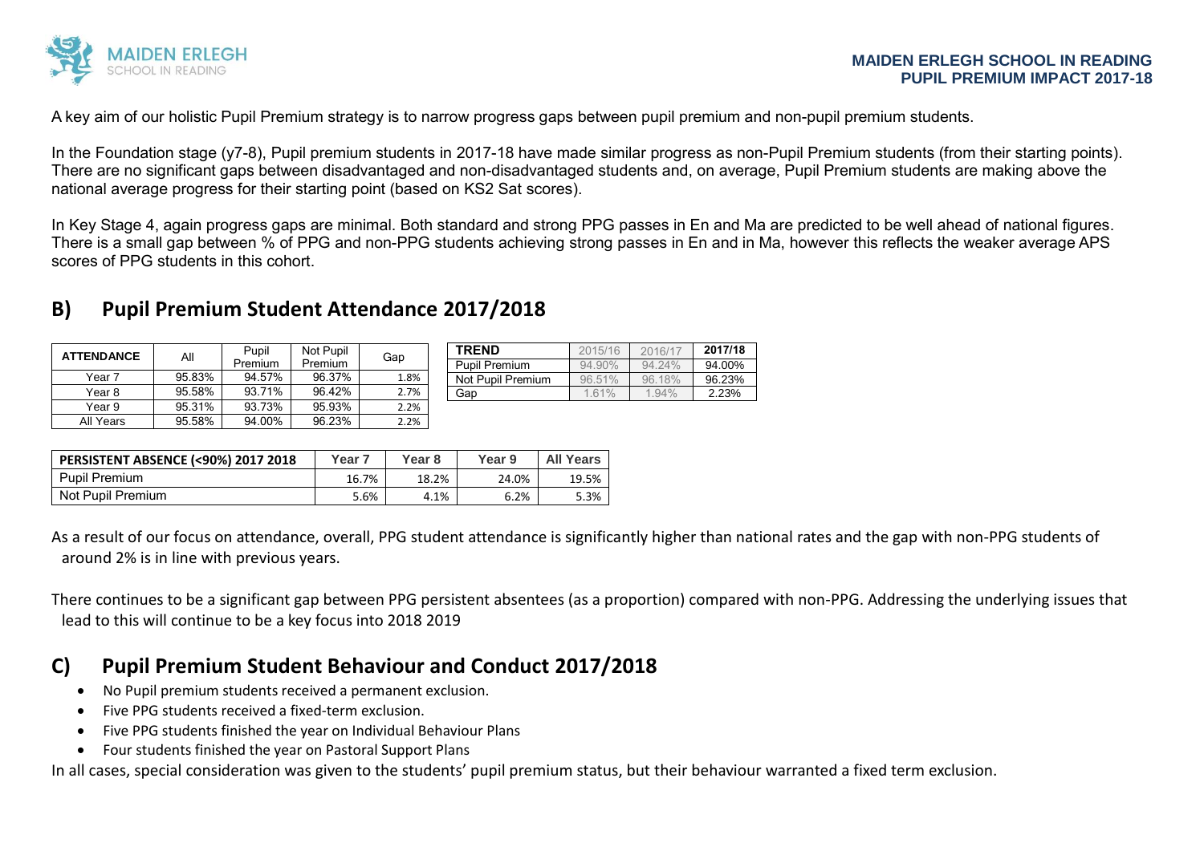A key aim of our holistic Pupil Premium strategy is to narrow progress gaps between pupil premium and non-pupil premium students.

In the Foundation stage (y7-8), Pupil premium students in 2017-18 have made similar progress as non-Pupil Premium students (from their starting points). There are no significant gaps between disadvantaged and non-disadvantaged students and, on average, Pupil Premium students are making above the national average progress for their starting point (based on KS2 Sat scores).

In Key Stage 4, again progress gaps are minimal. Both standard and strong PPG passes in En and Ma are predicted to be well ahead of national figures. There is a small gap between % of PPG and non-PPG students achieving strong passes in En and in Ma, however this reflects the weaker average APS scores of PPG students in this cohort.

## B) Pupil Premium Student Attendance 2017/2018

| ATTENDANCE | All | Pupil Premium | Not Pupil Premium | Gap |
|---|---|---|---|---|
| Year 7 | 95.83% | 94.57% | 96.37% | 1.8% |
| Year 8 | 95.58% | 93.71% | 96.42% | 2.7% |
| Year 9 | 95.31% | 93.73% | 95.93% | 2.2% |
| All Years | 95.58% | 94.00% | 96.23% | 2.2% |

| TREND | 2015/16 | 2016/17 | 2017/18 |
|---|---|---|---|
| Pupil Premium | 94.90% | 94.24% | 94.00% |
| Not Pupil Premium | 96.51% | 96.18% | 96.23% |
| Gap | 1.61% | 1.94% | 2.23% |

| PERSISTENT ABSENCE (<90%) 2017 2018 | Year 7 | Year 8 | Year 9 | All Years |
|---|---|---|---|---|
| Pupil Premium | 16.7% | 18.2% | 24.0% | 19.5% |
| Not Pupil Premium | 5.6% | 4.1% | 6.2% | 5.3% |

As a result of our focus on attendance, overall, PPG student attendance is significantly higher than national rates and the gap with non-PPG students of around 2% is in line with previous years.

There continues to be a significant gap between PPG persistent absentees (as a proportion) compared with non-PPG. Addressing the underlying issues that lead to this will continue to be a key focus into 2018 2019

## C) Pupil Premium Student Behaviour and Conduct 2017/2018

- No Pupil premium students received a permanent exclusion.
- Five PPG students received a fixed-term exclusion.
- Five PPG students finished the year on Individual Behaviour Plans
- Four students finished the year on Pastoral Support Plans

In all cases, special consideration was given to the students' pupil premium status, but their behaviour warranted a fixed term exclusion.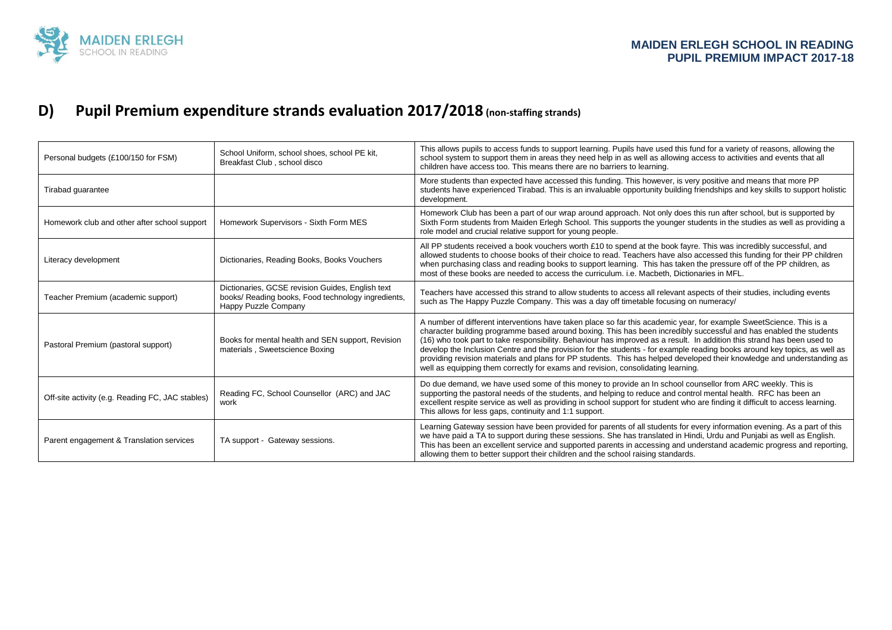## D) Pupil Premium expenditure strands evaluation 2017/2018 (non-staffing strands)

| | | |
|---|---|---|
| Personal budgets (£100/150 for FSM) | School Uniform, school shoes, school PE kit, Breakfast Club , school disco | This allows pupils to access funds to support learning. Pupils have used this fund for a variety of reasons, allowing the school system to support them in areas they need help in as well as allowing access to activities and events that all children have access too. This means there are no barriers to learning. |
| Tirabad guarantee | | More students than expected have accessed this funding. This however, is very positive and means that more PP students have experienced Tirabad. This is an invaluable opportunity building friendships and key skills to support holistic development. |
| Homework club and other after school support | Homework Supervisors - Sixth Form MES | Homework Club has been a part of our wrap around approach. Not only does this run after school, but is supported by Sixth Form students from Maiden Erlegh School. This supports the younger students in the studies as well as providing a role model and crucial relative support for young people. |
| Literacy development | Dictionaries, Reading Books, Books Vouchers | All PP students received a book vouchers worth £10 to spend at the book fayre. This was incredibly successful, and allowed students to choose books of their choice to read. Teachers have also accessed this funding for their PP children when purchasing class and reading books to support learning. This has taken the pressure off of the PP children, as most of these books are needed to access the curriculum. i.e. Macbeth, Dictionaries in MFL. |
| Teacher Premium (academic support) | Dictionaries, GCSE revision Guides, English text books/ Reading books, Food technology ingredients, Happy Puzzle Company | Teachers have accessed this strand to allow students to access all relevant aspects of their studies, including events such as The Happy Puzzle Company. This was a day off timetable focusing on numeracy/ |
| Pastoral Premium (pastoral support) | Books for mental health and SEN support, Revision materials , Sweetscience Boxing | A number of different interventions have taken place so far this academic year, for example SweetScience. This is a character building programme based around boxing. This has been incredibly successful and has enabled the students (16) who took part to take responsibility. Behaviour has improved as a result. In addition this strand has been used to develop the Inclusion Centre and the provision for the students - for example reading books around key topics, as well as providing revision materials and plans for PP students. This has helped developed their knowledge and understanding as well as equipping them correctly for exams and revision, consolidating learning. |
| Off-site activity (e.g. Reading FC, JAC stables) | Reading FC, School Counsellor (ARC) and JAC work | Do due demand, we have used some of this money to provide an In school counsellor from ARC weekly. This is supporting the pastoral needs of the students, and helping to reduce and control mental health. RFC has been an excellent respite service as well as providing in school support for student who are finding it difficult to access learning. This allows for less gaps, continuity and 1:1 support. |
| Parent engagement & Translation services | TA support - Gateway sessions. | Learning Gateway session have been provided for parents of all students for every information evening. As a part of this we have paid a TA to support during these sessions. She has translated in Hindi, Urdu and Punjabi as well as English. This has been an excellent service and supported parents in accessing and understand academic progress and reporting, allowing them to better support their children and the school raising standards. |